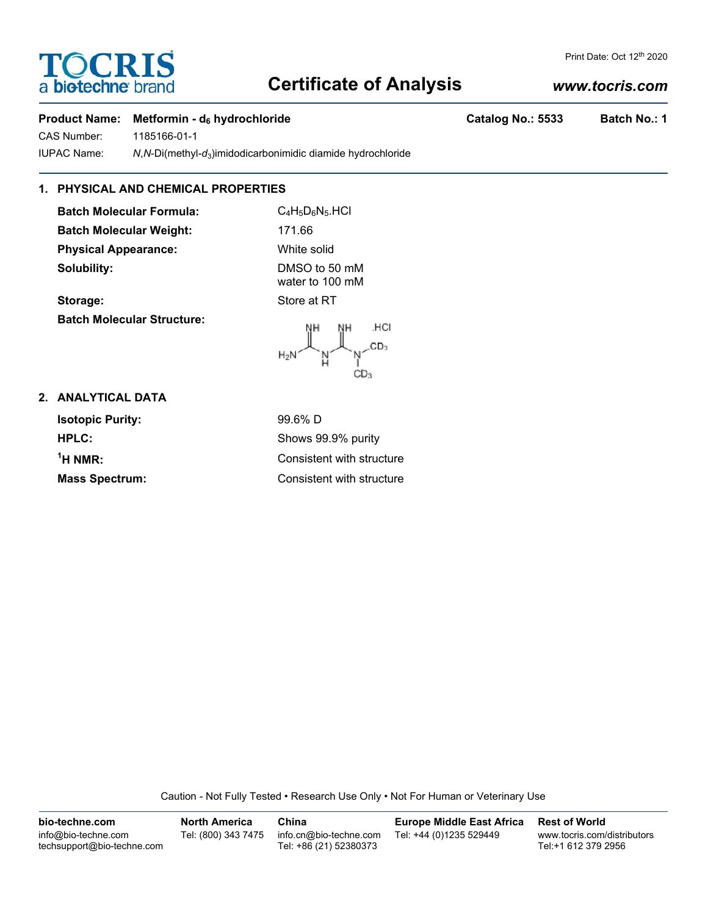Print Date: Oct 12th 2020

# Certificate of Analysis

*www.tocris.com*

**Product Name:** **Metformin - $d_6$ hydrochloride** **Catalog No.: 5533** **Batch No.: 1**

CAS Number: 1185166-01-1

IUPAC Name: *N*,*N*-Di(methyl-$d_3$)imidodicarbonimidic diamide hydrochloride

## 1. PHYSICAL AND CHEMICAL PROPERTIES

**Batch Molecular Formula:** $C_4H_5D_6N_5.HCl$

**Batch Molecular Weight:** 171.66

**Physical Appearance:** White solid

**Solubility:** DMSO to 50 mM
water to 100 mM

**Storage:** Store at RT

**Batch Molecular Structure:**

## 2. ANALYTICAL DATA

**Isotopic Purity:** 99.6% D

**HPLC:** Shows 99.9% purity

**$^1$H NMR:** Consistent with structure

**Mass Spectrum:** Consistent with structure

Caution - Not Fully Tested • Research Use Only • Not For Human or Veterinary Use

| bio-techne.com | North America | China | Europe Middle East Africa | Rest of World |
|---|---|---|---|---|
| info@bio-techne.com techsupport@bio-techne.com | Tel: (800) 343 7475 | info.cn@bio-techne.com Tel: +86 (21) 52380373 | Tel: +44 (0)1235 529449 | www.tocris.com/distributors Tel:+1 612 379 2956 |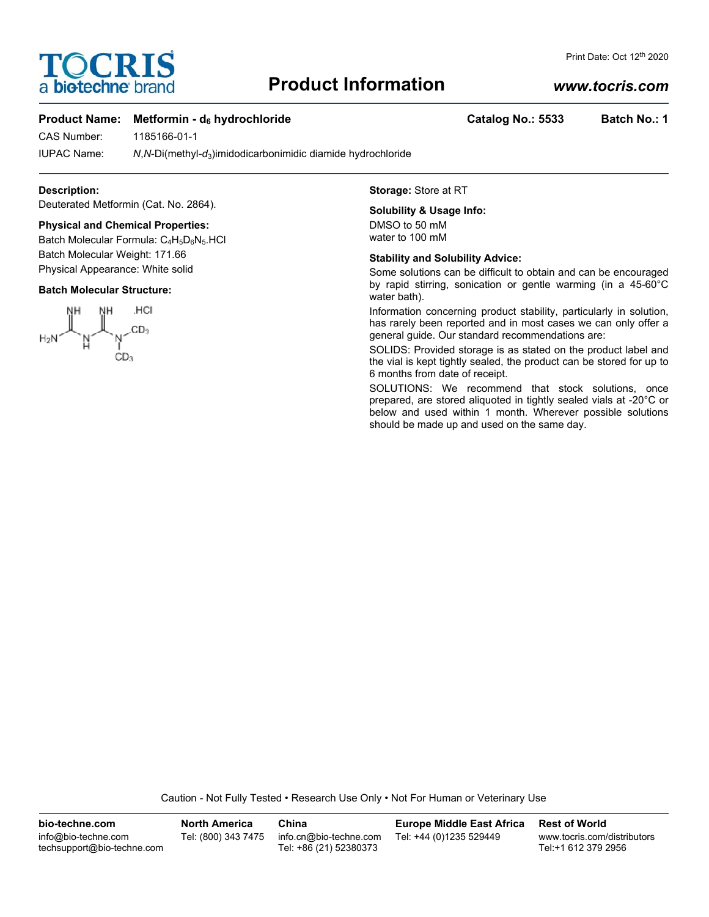# TOCRIS
a bio-techne brand

Print Date: Oct 12th 2020

# Product Information

*www.tocris.com*

**Product Name:** **Metformin - $d_6$ hydrochloride** **Catalog No.: 5533** **Batch No.: 1**

CAS Number: 1185166-01-1

IUPAC Name: *N*,*N*-Di(methyl-$d_3$)imidodicarbonimidic diamide hydrochloride

**Description:**
Deuterated Metformin (Cat. No. 2864).

**Physical and Chemical Properties:**
Batch Molecular Formula: $C_4H_5D_6N_5.HCl$
Batch Molecular Weight: 171.66
Physical Appearance: White solid

**Batch Molecular Structure:**

NH NH .HCl
H2N N N CD3
H CD3

**Storage:** Store at RT

**Solubility & Usage Info:**
DMSO to 50 mM
water to 100 mM

**Stability and Solubility Advice:**
Some solutions can be difficult to obtain and can be encouraged by rapid stirring, sonication or gentle warming (in a 45-60°C water bath).

Information concerning product stability, particularly in solution, has rarely been reported and in most cases we can only offer a general guide. Our standard recommendations are:

SOLIDS: Provided storage is as stated on the product label and the vial is kept tightly sealed, the product can be stored for up to 6 months from date of receipt.

SOLUTIONS: We recommend that stock solutions, once prepared, are stored aliquoted in tightly sealed vials at -20°C or below and used within 1 month. Wherever possible solutions should be made up and used on the same day.

Caution - Not Fully Tested • Research Use Only • Not For Human or Veterinary Use

| bio-techne.com | North America | China | Europe Middle East Africa | Rest of World |
|---|---|---|---|---|
| info@bio-techne.com techsupport@bio-techne.com | Tel: (800) 343 7475 | info.cn@bio-techne.com Tel: +86 (21) 52380373 | Tel: +44 (0)1235 529449 | www.tocris.com/distributors Tel:+1 612 379 2956 |